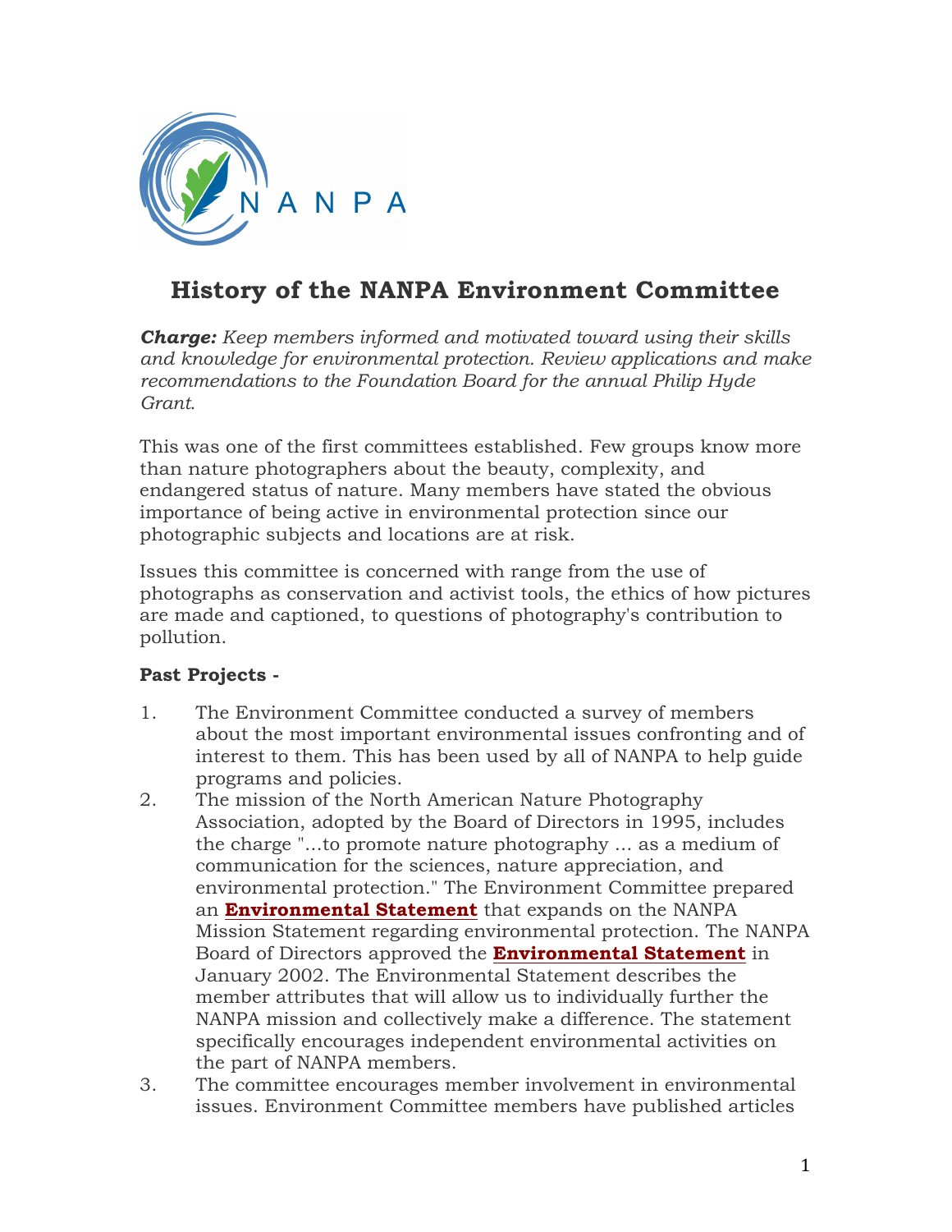# History of the NANPA Environment Committee

***Charge:*** *Keep members informed and motivated toward using their skills and knowledge for environmental protection. Review applications and make recommendations to the Foundation Board for the annual Philip Hyde Grant.*

This was one of the first committees established. Few groups know more than nature photographers about the beauty, complexity, and endangered status of nature. Many members have stated the obvious importance of being active in environmental protection since our photographic subjects and locations are at risk.

Issues this committee is concerned with range from the use of photographs as conservation and activist tools, the ethics of how pictures are made and captioned, to questions of photography's contribution to pollution.

**Past Projects -**

1. The Environment Committee conducted a survey of members about the most important environmental issues confronting and of interest to them. This has been used by all of NANPA to help guide programs and policies.
2. The mission of the North American Nature Photography Association, adopted by the Board of Directors in 1995, includes the charge "...to promote nature photography ... as a medium of communication for the sciences, nature appreciation, and environmental protection." The Environment Committee prepared an **Environmental Statement** that expands on the NANPA Mission Statement regarding environmental protection. The NANPA Board of Directors approved the **Environmental Statement** in January 2002. The Environmental Statement describes the member attributes that will allow us to individually further the NANPA mission and collectively make a difference. The statement specifically encourages independent environmental activities on the part of NANPA members.
3. The committee encourages member involvement in environmental issues. Environment Committee members have published articles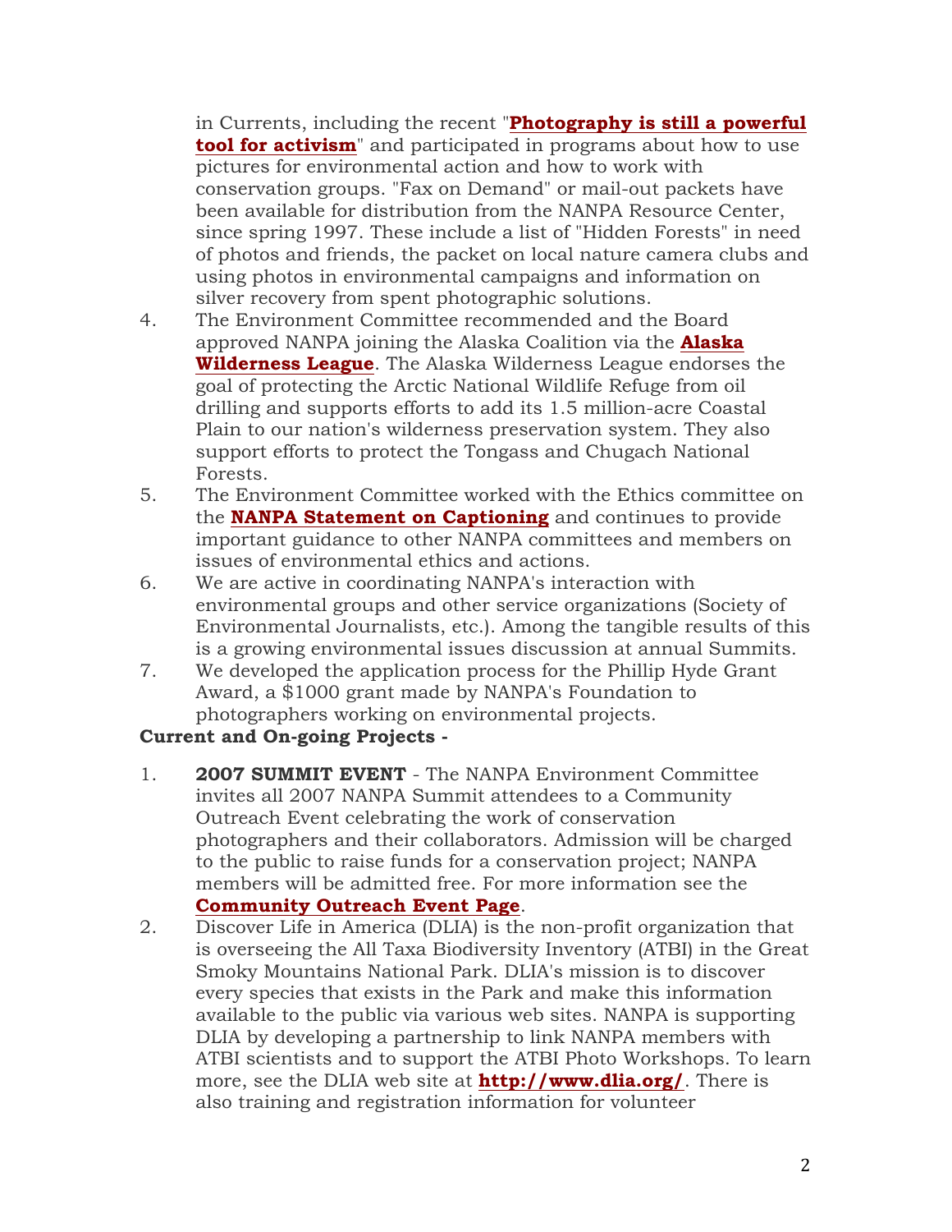in Currents, including the recent "**Photography is still a powerful tool for activism**" and participated in programs about how to use pictures for environmental action and how to work with conservation groups. "Fax on Demand" or mail-out packets have been available for distribution from the NANPA Resource Center, since spring 1997. These include a list of "Hidden Forests" in need of photos and friends, the packet on local nature camera clubs and using photos in environmental campaigns and information on silver recovery from spent photographic solutions.

4. The Environment Committee recommended and the Board approved NANPA joining the Alaska Coalition via the **Alaska Wilderness League**. The Alaska Wilderness League endorses the goal of protecting the Arctic National Wildlife Refuge from oil drilling and supports efforts to add its 1.5 million-acre Coastal Plain to our nation's wilderness preservation system. They also support efforts to protect the Tongass and Chugach National Forests.
5. The Environment Committee worked with the Ethics committee on the **NANPA Statement on Captioning** and continues to provide important guidance to other NANPA committees and members on issues of environmental ethics and actions.
6. We are active in coordinating NANPA's interaction with environmental groups and other service organizations (Society of Environmental Journalists, etc.). Among the tangible results of this is a growing environmental issues discussion at annual Summits.
7. We developed the application process for the Phillip Hyde Grant Award, a $1000 grant made by NANPA's Foundation to photographers working on environmental projects.

**Current and On-going Projects -**

1. **2007 SUMMIT EVENT** - The NANPA Environment Committee invites all 2007 NANPA Summit attendees to a Community Outreach Event celebrating the work of conservation photographers and their collaborators. Admission will be charged to the public to raise funds for a conservation project; NANPA members will be admitted free. For more information see the **Community Outreach Event Page**.
2. Discover Life in America (DLIA) is the non-profit organization that is overseeing the All Taxa Biodiversity Inventory (ATBI) in the Great Smoky Mountains National Park. DLIA's mission is to discover every species that exists in the Park and make this information available to the public via various web sites. NANPA is supporting DLIA by developing a partnership to link NANPA members with ATBI scientists and to support the ATBI Photo Workshops. To learn more, see the DLIA web site at **http://www.dlia.org/**. There is also training and registration information for volunteer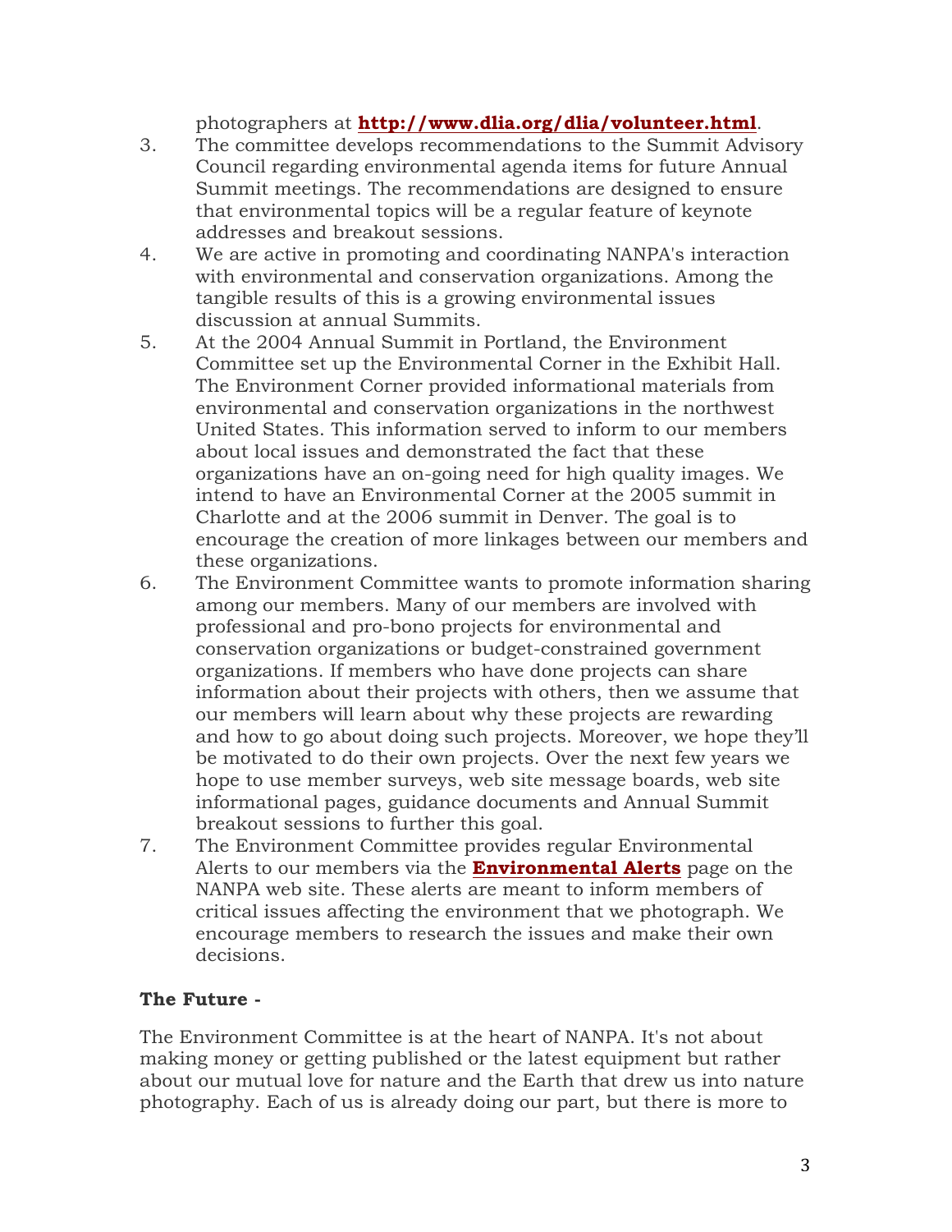photographers at **[http://www.dlia.org/dlia/volunteer.html](http://www.dlia.org/dlia/volunteer.html)**.

3. The committee develops recommendations to the Summit Advisory Council regarding environmental agenda items for future Annual Summit meetings. The recommendations are designed to ensure that environmental topics will be a regular feature of keynote addresses and breakout sessions.
4. We are active in promoting and coordinating NANPA's interaction with environmental and conservation organizations. Among the tangible results of this is a growing environmental issues discussion at annual Summits.
5. At the 2004 Annual Summit in Portland, the Environment Committee set up the Environmental Corner in the Exhibit Hall. The Environment Corner provided informational materials from environmental and conservation organizations in the northwest United States. This information served to inform to our members about local issues and demonstrated the fact that these organizations have an on-going need for high quality images. We intend to have an Environmental Corner at the 2005 summit in Charlotte and at the 2006 summit in Denver. The goal is to encourage the creation of more linkages between our members and these organizations.
6. The Environment Committee wants to promote information sharing among our members. Many of our members are involved with professional and pro-bono projects for environmental and conservation organizations or budget-constrained government organizations. If members who have done projects can share information about their projects with others, then we assume that our members will learn about why these projects are rewarding and how to go about doing such projects. Moreover, we hope they'll be motivated to do their own projects. Over the next few years we hope to use member surveys, web site message boards, web site informational pages, guidance documents and Annual Summit breakout sessions to further this goal.
7. The Environment Committee provides regular Environmental Alerts to our members via the **Environmental Alerts** page on the NANPA web site. These alerts are meant to inform members of critical issues affecting the environment that we photograph. We encourage members to research the issues and make their own decisions.

**The Future -**

The Environment Committee is at the heart of NANPA. It's not about making money or getting published or the latest equipment but rather about our mutual love for nature and the Earth that drew us into nature photography. Each of us is already doing our part, but there is more to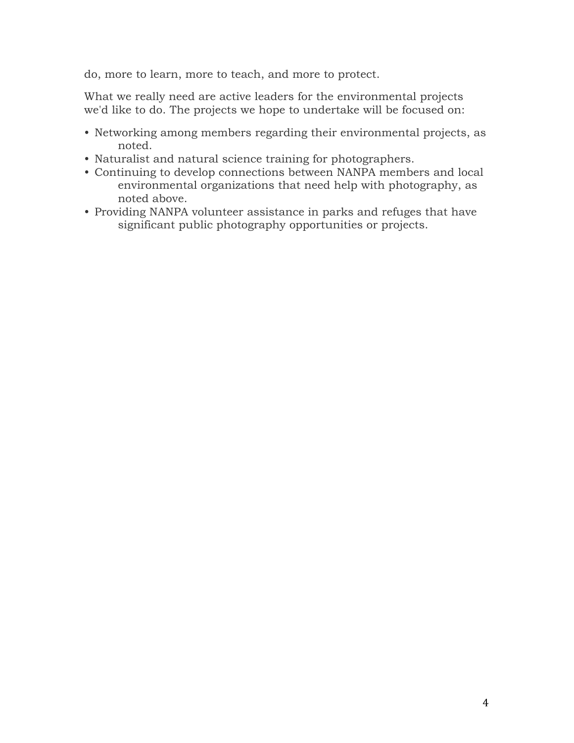do, more to learn, more to teach, and more to protect.

What we really need are active leaders for the environmental projects we'd like to do. The projects we hope to undertake will be focused on:

- Networking among members regarding their environmental projects, as noted.
- Naturalist and natural science training for photographers.
- Continuing to develop connections between NANPA members and local environmental organizations that need help with photography, as noted above.
- Providing NANPA volunteer assistance in parks and refuges that have significant public photography opportunities or projects.